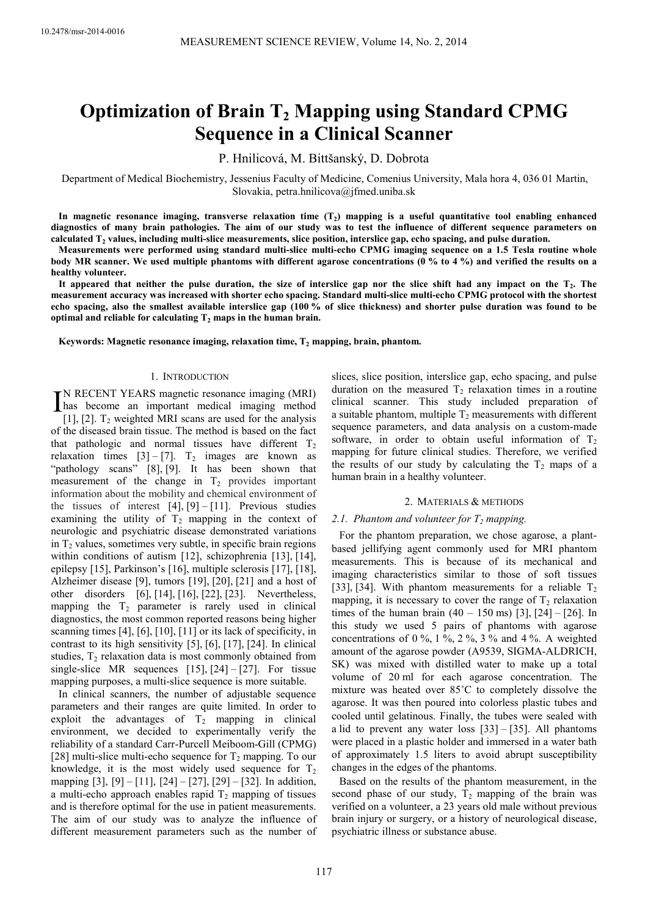# Optimization of Brain $T_2$ Mapping using Standard CPMG Sequence in a Clinical Scanner

P. Hnilicová, M. Bittšanský, D. Dobrota

Department of Medical Biochemistry, Jessenius Faculty of Medicine, Comenius University, Mala hora 4, 036 01 Martin, Slovakia, petra.hnilicova@jfmed.uniba.sk

**In magnetic resonance imaging, transverse relaxation time ($T_2$) mapping is a useful quantitative tool enabling enhanced diagnostics of many brain pathologies. The aim of our study was to test the influence of different sequence parameters on calculated $T_2$ values, including multi-slice measurements, slice position, interslice gap, echo spacing, and pulse duration.**

**Measurements were performed using standard multi-slice multi-echo CPMG imaging sequence on a 1.5 Tesla routine whole body MR scanner. We used multiple phantoms with different agarose concentrations (0 % to 4 %) and verified the results on a healthy volunteer.**

**It appeared that neither the pulse duration, the size of interslice gap nor the slice shift had any impact on the $T_2$. The measurement accuracy was increased with shorter echo spacing. Standard multi-slice multi-echo CPMG protocol with the shortest echo spacing, also the smallest available interslice gap (100 % of slice thickness) and shorter pulse duration was found to be optimal and reliable for calculating $T_2$ maps in the human brain.**

**Keywords: Magnetic resonance imaging, relaxation time, $T_2$ mapping, brain, phantom.**

## 1. Introduction

In recent years magnetic resonance imaging (MRI) has become an important medical imaging method [1], [2]. $T_2$ weighted MRI scans are used for the analysis of the diseased brain tissue. The method is based on the fact that pathologic and normal tissues have different $T_2$ relaxation times [3] – [7]. $T_2$ images are known as "pathology scans" [8], [9]. It has been shown that measurement of the change in $T_2$ provides important information about the mobility and chemical environment of the tissues of interest [4], [9] – [11]. Previous studies examining the utility of $T_2$ mapping in the context of neurologic and psychiatric disease demonstrated variations in $T_2$ values, sometimes very subtle, in specific brain regions within conditions of autism [12], schizophrenia [13], [14], epilepsy [15], Parkinson's [16], multiple sclerosis [17], [18], Alzheimer disease [9], tumors [19], [20], [21] and a host of other disorders [6], [14], [16], [22], [23]. Nevertheless, mapping the $T_2$ parameter is rarely used in clinical diagnostics, the most common reported reasons being higher scanning times [4], [6], [10], [11] or its lack of specificity, in contrast to its high sensitivity [5], [6], [17], [24]. In clinical studies, $T_2$ relaxation data is most commonly obtained from single-slice MR sequences [15], [24] – [27]. For tissue mapping purposes, a multi-slice sequence is more suitable.

In clinical scanners, the number of adjustable sequence parameters and their ranges are quite limited. In order to exploit the advantages of $T_2$ mapping in clinical environment, we decided to experimentally verify the reliability of a standard Carr-Purcell Meiboom-Gill (CPMG) [28] multi-slice multi-echo sequence for $T_2$ mapping. To our knowledge, it is the most widely used sequence for $T_2$ mapping [3], [9] – [11], [24] – [27], [29] – [32]. In addition, a multi-echo approach enables rapid $T_2$ mapping of tissues and is therefore optimal for the use in patient measurements. The aim of our study was to analyze the influence of different measurement parameters such as the number of slices, slice position, interslice gap, echo spacing, and pulse duration on the measured $T_2$ relaxation times in a routine clinical scanner. This study included preparation of a suitable phantom, multiple $T_2$ measurements with different sequence parameters, and data analysis on a custom-made software, in order to obtain useful information of $T_2$ mapping for future clinical studies. Therefore, we verified the results of our study by calculating the $T_2$ maps of a human brain in a healthy volunteer.

## 2. Materials & methods

### *2.1. Phantom and volunteer for $T_2$ mapping.*

For the phantom preparation, we chose agarose, a plant-based jellifying agent commonly used for MRI phantom measurements. This is because of its mechanical and imaging characteristics similar to those of soft tissues [33], [34]. With phantom measurements for a reliable $T_2$ mapping, it is necessary to cover the range of $T_2$ relaxation times of the human brain (40 – 150 ms) [3], [24] – [26]. In this study we used 5 pairs of phantoms with agarose concentrations of 0 %, 1 %, 2 %, 3 % and 4 %. A weighted amount of the agarose powder (A9539, SIGMA-ALDRICH, SK) was mixed with distilled water to make up a total volume of 20 ml for each agarose concentration. The mixture was heated over 85˚C to completely dissolve the agarose. It was then poured into colorless plastic tubes and cooled until gelatinous. Finally, the tubes were sealed with a lid to prevent any water loss [33] – [35]. All phantoms were placed in a plastic holder and immersed in a water bath of approximately 1.5 liters to avoid abrupt susceptibility changes in the edges of the phantoms.

Based on the results of the phantom measurement, in the second phase of our study, $T_2$ mapping of the brain was verified on a volunteer, a 23 years old male without previous brain injury or surgery, or a history of neurological disease, psychiatric illness or substance abuse.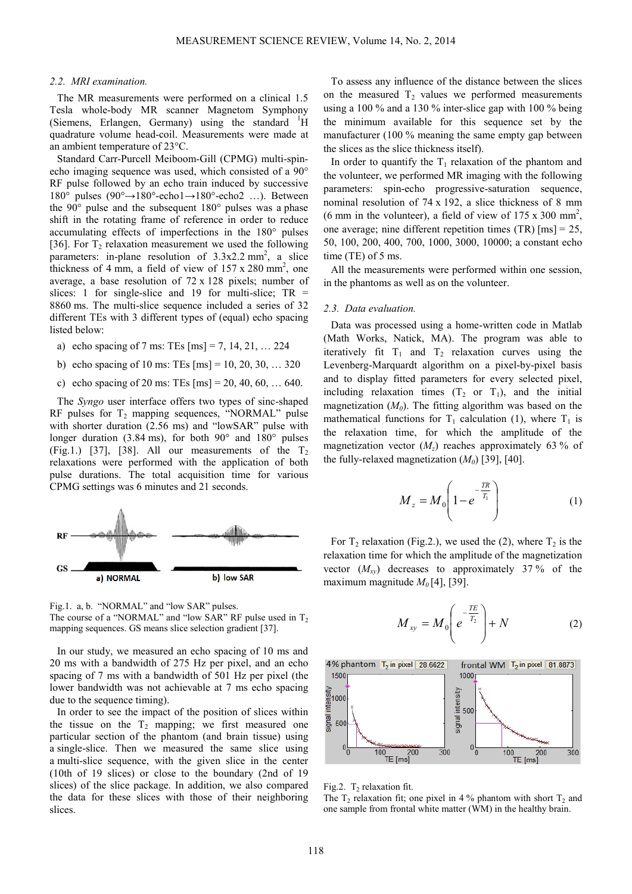### 2.2. MRI examination.

The MR measurements were performed on a clinical 1.5 Tesla whole-body MR scanner Magnetom Symphony (Siemens, Erlangen, Germany) using the standard $^{1}$H quadrature volume head-coil. Measurements were made at an ambient temperature of 23°C.

Standard Carr-Purcell Meiboom-Gill (CPMG) multi-spin-echo imaging sequence was used, which consisted of a 90° RF pulse followed by an echo train induced by successive 180° pulses (90°→180°-echo1→180°-echo2 …). Between the 90° pulse and the subsequent 180° pulses was a phase shift in the rotating frame of reference in order to reduce accumulating effects of imperfections in the 180° pulses [36]. For $T_2$ relaxation measurement we used the following parameters: in-plane resolution of 3.3x2.2 mm$^2$, a slice thickness of 4 mm, a field of view of 157 x 280 mm$^2$, one average, a base resolution of 72 x 128 pixels; number of slices: 1 for single-slice and 19 for multi-slice; TR = 8860 ms. The multi-slice sequence included a series of 32 different TEs with 3 different types of (equal) echo spacing listed below:

a) echo spacing of 7 ms: TEs [ms] = 7, 14, 21, … 224

b) echo spacing of 10 ms: TEs [ms] = 10, 20, 30, … 320

c) echo spacing of 20 ms: TEs [ms] = 20, 40, 60, … 640.

The *Syngo* user interface offers two types of sinc-shaped RF pulses for $T_2$ mapping sequences, "NORMAL" pulse with shorter duration (2.56 ms) and "lowSAR" pulse with longer duration (3.84 ms), for both 90° and 180° pulses (Fig.1.) [37], [38]. All our measurements of the $T_2$ relaxations were performed with the application of both pulse durations. The total acquisition time for various CPMG settings was 6 minutes and 21 seconds.

Fig.1. a, b. "NORMAL" and "low SAR" pulses.
The course of a "NORMAL" and "low SAR" RF pulse used in $T_2$ mapping sequences. GS means slice selection gradient [37].

In our study, we measured an echo spacing of 10 ms and 20 ms with a bandwidth of 275 Hz per pixel, and an echo spacing of 7 ms with a bandwidth of 501 Hz per pixel (the lower bandwidth was not achievable at 7 ms echo spacing due to the sequence timing).

In order to see the impact of the position of slices within the tissue on the $T_2$ mapping; we first measured one particular section of the phantom (and brain tissue) using a single-slice. Then we measured the same slice using a multi-slice sequence, with the given slice in the center (10th of 19 slices) or close to the boundary (2nd of 19 slices) of the slice package. In addition, we also compared the data for these slices with those of their neighboring slices.

To assess any influence of the distance between the slices on the measured $T_2$ values we performed measurements using a 100 % and a 130 % inter-slice gap with 100 % being the minimum available for this sequence set by the manufacturer (100 % meaning the same empty gap between the slices as the slice thickness itself).

In order to quantify the $T_1$ relaxation of the phantom and the volunteer, we performed MR imaging with the following parameters: spin-echo progressive-saturation sequence, nominal resolution of 74 x 192, a slice thickness of 8 mm (6 mm in the volunteer), a field of view of 175 x 300 mm$^2$, one average; nine different repetition times (TR) [ms] = 25, 50, 100, 200, 400, 700, 1000, 3000, 10000; a constant echo time (TE) of 5 ms.

All the measurements were performed within one session, in the phantoms as well as on the volunteer.

### 2.3. Data evaluation.

Data was processed using a home-written code in Matlab (Math Works, Natick, MA). The program was able to iteratively fit $T_1$ and $T_2$ relaxation curves using the Levenberg-Marquardt algorithm on a pixel-by-pixel basis and to display fitted parameters for every selected pixel, including relaxation times ($T_2$ or $T_1$), and the initial magnetization ($M_0$). The fitting algorithm was based on the mathematical functions for $T_1$ calculation (1), where $T_1$ is the relaxation time, for which the amplitude of the magnetization vector ($M_z$) reaches approximately 63 % of the fully-relaxed magnetization ($M_0$) [39], [40].

$$M_z = M_0\left(1 - e^{-\frac{TR}{T_1}}\right) \tag{1}$$

For $T_2$ relaxation (Fig.2.), we used the (2), where $T_2$ is the relaxation time for which the amplitude of the magnetization vector ($M_{xy}$) decreases to approximately 37 % of the maximum magnitude $M_0$ [4], [39].

$$M_{xy} = M_0\left(e^{-\frac{TE}{T_2}}\right) + N \tag{2}$$

Fig.2. $T_2$ relaxation fit.
The $T_2$ relaxation fit; one pixel in 4 % phantom with short $T_2$ and one sample from frontal white matter (WM) in the healthy brain.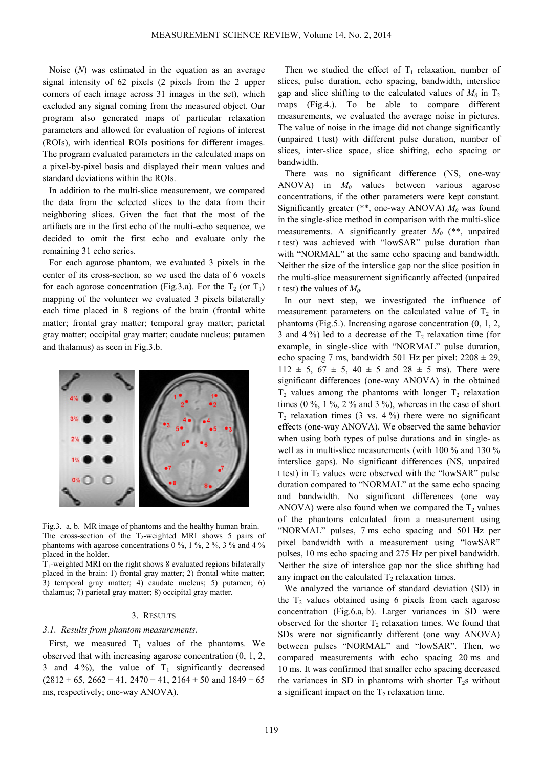Noise ($N$) was estimated in the equation as an average signal intensity of 62 pixels (2 pixels from the 2 upper corners of each image across 31 images in the set), which excluded any signal coming from the measured object. Our program also generated maps of particular relaxation parameters and allowed for evaluation of regions of interest (ROIs), with identical ROIs positions for different images. The program evaluated parameters in the calculated maps on a pixel-by-pixel basis and displayed their mean values and standard deviations within the ROIs.

In addition to the multi-slice measurement, we compared the data from the selected slices to the data from their neighboring slices. Given the fact that the most of the artifacts are in the first echo of the multi-echo sequence, we decided to omit the first echo and evaluate only the remaining 31 echo series.

For each agarose phantom, we evaluated 3 pixels in the center of its cross-section, so we used the data of 6 voxels for each agarose concentration (Fig.3.a). For the $T_2$ (or $T_1$) mapping of the volunteer we evaluated 3 pixels bilaterally each time placed in 8 regions of the brain (frontal white matter; frontal gray matter; temporal gray matter; parietal gray matter; occipital gray matter; caudate nucleus; putamen and thalamus) as seen in Fig.3.b.

Fig.3. a, b. MR image of phantoms and the healthy human brain. The cross-section of the $T_2$-weighted MRI shows 5 pairs of phantoms with agarose concentrations 0 %, 1 %, 2 %, 3 % and 4 % placed in the holder.
$T_1$-weighted MRI on the right shows 8 evaluated regions bilaterally placed in the brain: 1) frontal gray matter; 2) frontal white matter; 3) temporal gray matter; 4) caudate nucleus; 5) putamen; 6) thalamus; 7) parietal gray matter; 8) occipital gray matter.

## 3. Results

### 3.1. Results from phantom measurements.

First, we measured $T_1$ values of the phantoms. We observed that with increasing agarose concentration (0, 1, 2, 3 and 4 %), the value of $T_1$ significantly decreased (2812 ± 65, 2662 ± 41, 2470 ± 41, 2164 ± 50 and 1849 ± 65 ms, respectively; one-way ANOVA).

Then we studied the effect of $T_1$ relaxation, number of slices, pulse duration, echo spacing, bandwidth, interslice gap and slice shifting to the calculated values of $M_0$ in $T_2$ maps (Fig.4.). To be able to compare different measurements, we evaluated the average noise in pictures. The value of noise in the image did not change significantly (unpaired t test) with different pulse duration, number of slices, inter-slice space, slice shifting, echo spacing or bandwidth.

There was no significant difference (NS, one-way ANOVA) in $M_0$ values between various agarose concentrations, if the other parameters were kept constant. Significantly greater (**, one-way ANOVA) $M_0$ was found in the single-slice method in comparison with the multi-slice measurements. A significantly greater $M_0$ (**, unpaired t test) was achieved with "lowSAR" pulse duration than with "NORMAL" at the same echo spacing and bandwidth. Neither the size of the interslice gap nor the slice position in the multi-slice measurement significantly affected (unpaired t test) the values of $M_0$.

In our next step, we investigated the influence of measurement parameters on the calculated value of $T_2$ in phantoms (Fig.5.). Increasing agarose concentration (0, 1, 2, 3 and 4 %) led to a decrease of the $T_2$ relaxation time (for example, in single-slice with "NORMAL" pulse duration, echo spacing 7 ms, bandwidth 501 Hz per pixel: 2208 ± 29, 112 ± 5, 67 ± 5, 40 ± 5 and 28 ± 5 ms). There were significant differences (one-way ANOVA) in the obtained $T_2$ values among the phantoms with longer $T_2$ relaxation times (0 %, 1 %, 2 % and 3 %), whereas in the case of short $T_2$ relaxation times (3 vs. 4 %) there were no significant effects (one-way ANOVA). We observed the same behavior when using both types of pulse durations and in single- as well as in multi-slice measurements (with 100 % and 130 % interslice gaps). No significant differences (NS, unpaired t test) in $T_2$ values were observed with the "lowSAR" pulse duration compared to "NORMAL" at the same echo spacing and bandwidth. No significant differences (one way ANOVA) were also found when we compared the $T_2$ values of the phantoms calculated from a measurement using "NORMAL" pulses, 7 ms echo spacing and 501 Hz per pixel bandwidth with a measurement using "lowSAR" pulses, 10 ms echo spacing and 275 Hz per pixel bandwidth. Neither the size of interslice gap nor the slice shifting had any impact on the calculated $T_2$ relaxation times.

We analyzed the variance of standard deviation (SD) in the $T_2$ values obtained using 6 pixels from each agarose concentration (Fig.6.a, b). Larger variances in SD were observed for the shorter $T_2$ relaxation times. We found that SDs were not significantly different (one way ANOVA) between pulses "NORMAL" and "lowSAR". Then, we compared measurements with echo spacing 20 ms and 10 ms. It was confirmed that smaller echo spacing decreased the variances in SD in phantoms with shorter $T_2$s without a significant impact on the $T_2$ relaxation time.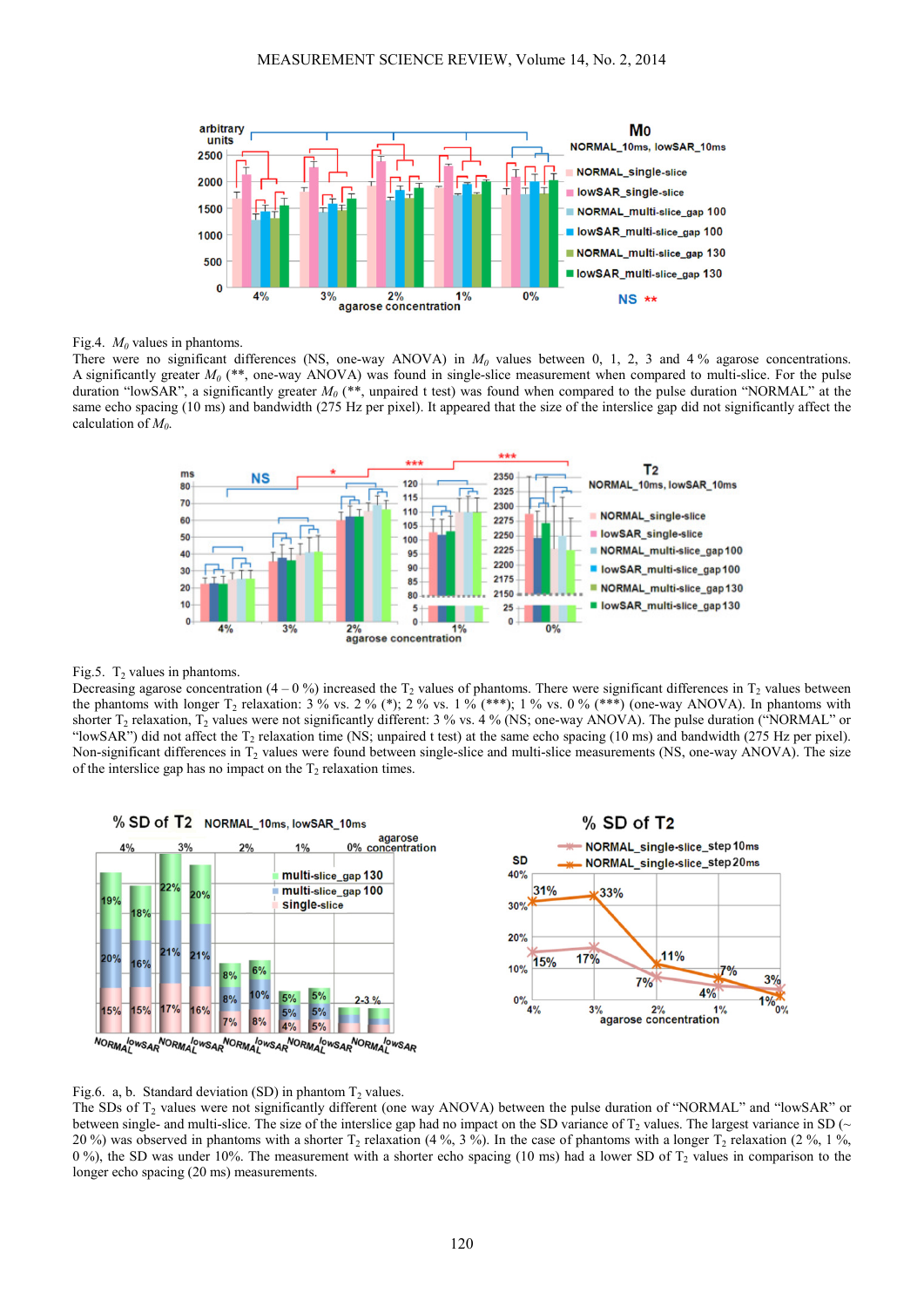Fig.4. $M_0$ values in phantoms.

There were no significant differences (NS, one-way ANOVA) in $M_0$ values between 0, 1, 2, 3 and 4 % agarose concentrations. A significantly greater $M_0$ (**, one-way ANOVA) was found in single-slice measurement when compared to multi-slice. For the pulse duration "lowSAR", a significantly greater $M_0$ (**, unpaired t test) was found when compared to the pulse duration "NORMAL" at the same echo spacing (10 ms) and bandwidth (275 Hz per pixel). It appeared that the size of the interslice gap did not significantly affect the calculation of $M_0$.

Fig.5. $T_2$ values in phantoms.

Decreasing agarose concentration (4 – 0 %) increased the $T_2$ values of phantoms. There were significant differences in $T_2$ values between the phantoms with longer $T_2$ relaxation: 3 % vs. 2 % (*); 2 % vs. 1 % (***); 1 % vs. 0 % (***) (one-way ANOVA). In phantoms with shorter $T_2$ relaxation, $T_2$ values were not significantly different: 3 % vs. 4 % (NS; one-way ANOVA). The pulse duration ("NORMAL" or "lowSAR") did not affect the $T_2$ relaxation time (NS; unpaired t test) at the same echo spacing (10 ms) and bandwidth (275 Hz per pixel). Non-significant differences in $T_2$ values were found between single-slice and multi-slice measurements (NS, one-way ANOVA). The size of the interslice gap has no impact on the $T_2$ relaxation times.

Fig.6. a, b. Standard deviation (SD) in phantom $T_2$ values.

The SDs of $T_2$ values were not significantly different (one way ANOVA) between the pulse duration of "NORMAL" and "lowSAR" or between single- and multi-slice. The size of the interslice gap had no impact on the SD variance of $T_2$ values. The largest variance in SD (~ 20 %) was observed in phantoms with a shorter $T_2$ relaxation (4 %, 3 %). In the case of phantoms with a longer $T_2$ relaxation (2 %, 1 %, 0 %), the SD was under 10%. The measurement with a shorter echo spacing (10 ms) had a lower SD of $T_2$ values in comparison to the longer echo spacing (20 ms) measurements.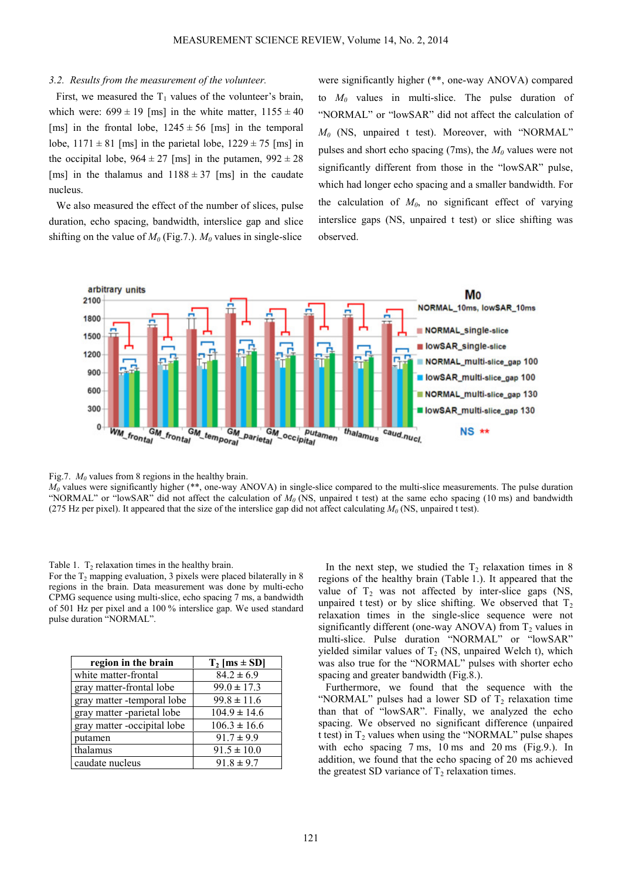### 3.2. *Results from the measurement of the volunteer.*

First, we measured the $T_1$ values of the volunteer's brain, which were: 699 ± 19 [ms] in the white matter, 1155 ± 40 [ms] in the frontal lobe, 1245 ± 56 [ms] in the temporal lobe, 1171 ± 81 [ms] in the parietal lobe, 1229 ± 75 [ms] in the occipital lobe, 964 ± 27 [ms] in the putamen, 992 ± 28 [ms] in the thalamus and 1188 ± 37 [ms] in the caudate nucleus.

We also measured the effect of the number of slices, pulse duration, echo spacing, bandwidth, interslice gap and slice shifting on the value of $M_0$ (Fig.7.). $M_0$ values in single-slice were significantly higher (**, one-way ANOVA) compared to $M_0$ values in multi-slice. The pulse duration of "NORMAL" or "lowSAR" did not affect the calculation of $M_0$ (NS, unpaired t test). Moreover, with "NORMAL" pulses and short echo spacing (7ms), the $M_0$ values were not significantly different from those in the "lowSAR" pulse, which had longer echo spacing and a smaller bandwidth. For the calculation of $M_0$, no significant effect of varying interslice gaps (NS, unpaired t test) or slice shifting was observed.

Fig.7. $M_0$ values from 8 regions in the healthy brain.
$M_0$ values were significantly higher (**, one-way ANOVA) in single-slice compared to the multi-slice measurements. The pulse duration "NORMAL" or "lowSAR" did not affect the calculation of $M_0$ (NS, unpaired t test) at the same echo spacing (10 ms) and bandwidth (275 Hz per pixel). It appeared that the size of the interslice gap did not affect calculating $M_0$ (NS, unpaired t test).

Table 1. $T_2$ relaxation times in the healthy brain.
For the $T_2$ mapping evaluation, 3 pixels were placed bilaterally in 8 regions in the brain. Data measurement was done by multi-echo CPMG sequence using multi-slice, echo spacing 7 ms, a bandwidth of 501 Hz per pixel and a 100 % interslice gap. We used standard pulse duration "NORMAL".

| region in the brain | $T_2$ [ms ± SD] |
|---|---|
| white matter-frontal | 84.2 ± 6.9 |
| gray matter-frontal lobe | 99.0 ± 17.3 |
| gray matter -temporal lobe | 99.8 ± 11.6 |
| gray matter -parietal lobe | 104.9 ± 14.6 |
| gray matter -occipital lobe | 106.3 ± 16.6 |
| putamen | 91.7 ± 9.9 |
| thalamus | 91.5 ± 10.0 |
| caudate nucleus | 91.8 ± 9.7 |

In the next step, we studied the $T_2$ relaxation times in 8 regions of the healthy brain (Table 1.). It appeared that the value of $T_2$ was not affected by inter-slice gaps (NS, unpaired t test) or by slice shifting. We observed that $T_2$ relaxation times in the single-slice sequence were not significantly different (one-way ANOVA) from $T_2$ values in multi-slice. Pulse duration "NORMAL" or "lowSAR" yielded similar values of $T_2$ (NS, unpaired Welch t), which was also true for the "NORMAL" pulses with shorter echo spacing and greater bandwidth (Fig.8.).

Furthermore, we found that the sequence with the "NORMAL" pulses had a lower SD of $T_2$ relaxation time than that of "lowSAR". Finally, we analyzed the echo spacing. We observed no significant difference (unpaired t test) in $T_2$ values when using the "NORMAL" pulse shapes with echo spacing 7 ms, 10 ms and 20 ms (Fig.9.). In addition, we found that the echo spacing of 20 ms achieved the greatest SD variance of $T_2$ relaxation times.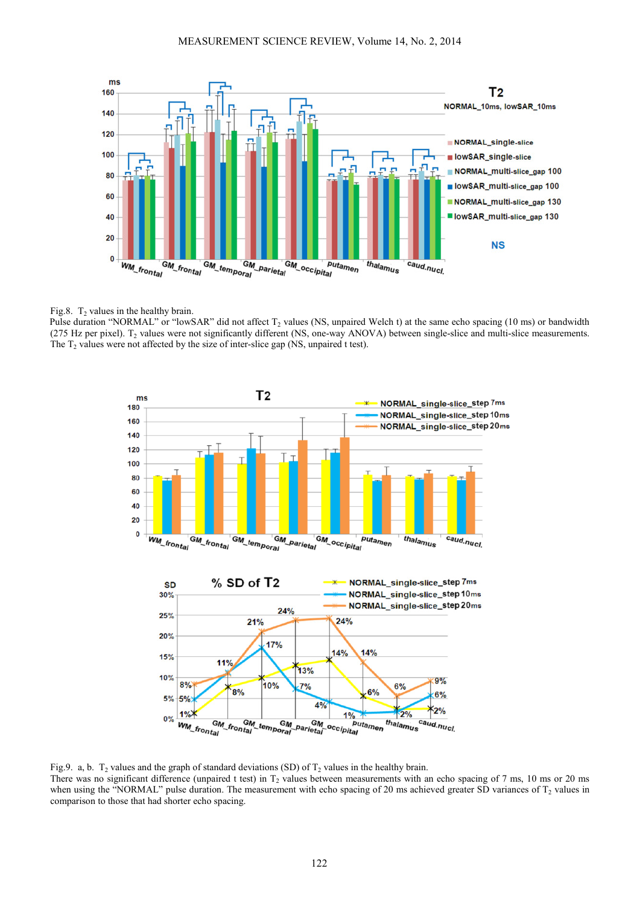Fig.8. $T_2$ values in the healthy brain.
Pulse duration "NORMAL" or "lowSAR" did not affect $T_2$ values (NS, unpaired Welch t) at the same echo spacing (10 ms) or bandwidth (275 Hz per pixel). $T_2$ values were not significantly different (NS, one-way ANOVA) between single-slice and multi-slice measurements. The $T_2$ values were not affected by the size of inter-slice gap (NS, unpaired t test).

Fig.9. a, b. $T_2$ values and the graph of standard deviations (SD) of $T_2$ values in the healthy brain.
There was no significant difference (unpaired t test) in $T_2$ values between measurements with an echo spacing of 7 ms, 10 ms or 20 ms when using the "NORMAL" pulse duration. The measurement with echo spacing of 20 ms achieved greater SD variances of $T_2$ values in comparison to those that had shorter echo spacing.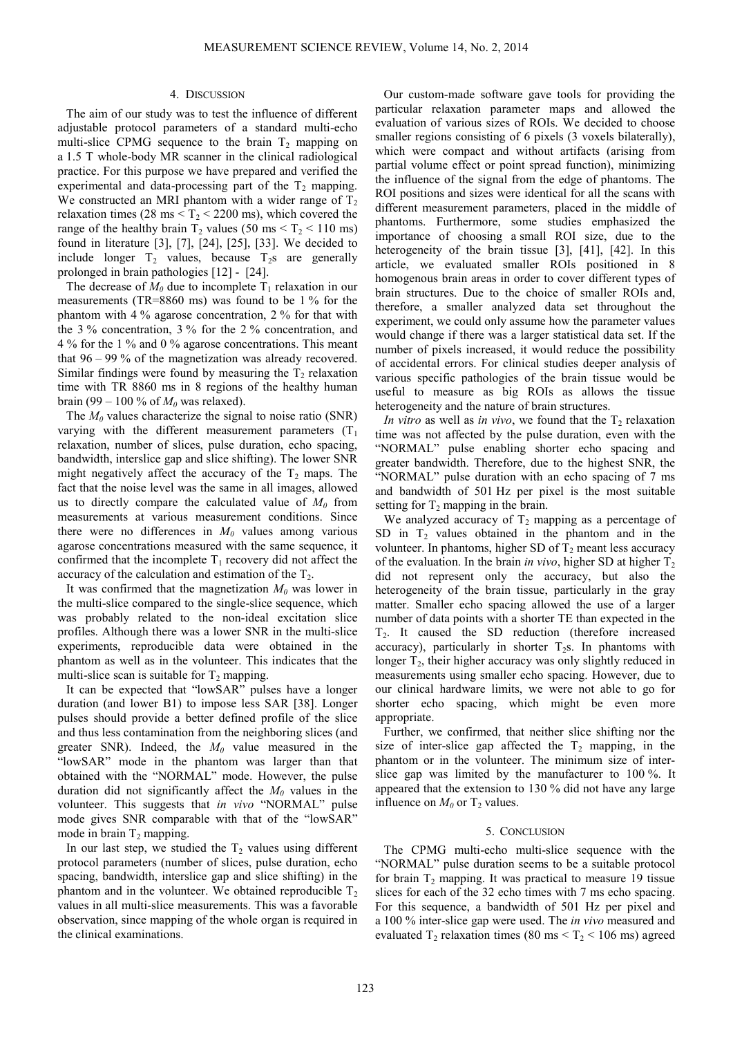## 4. DISCUSSION

The aim of our study was to test the influence of different adjustable protocol parameters of a standard multi-echo multi-slice CPMG sequence to the brain $T_2$ mapping on a 1.5 T whole-body MR scanner in the clinical radiological practice. For this purpose we have prepared and verified the experimental and data-processing part of the $T_2$ mapping. We constructed an MRI phantom with a wider range of $T_2$ relaxation times (28 ms < $T_2$ < 2200 ms), which covered the range of the healthy brain $T_2$ values (50 ms < $T_2$ < 110 ms) found in literature [3], [7], [24], [25], [33]. We decided to include longer $T_2$ values, because $T_2$s are generally prolonged in brain pathologies [12] - [24].

The decrease of $M_0$ due to incomplete $T_1$ relaxation in our measurements (TR=8860 ms) was found to be 1 % for the phantom with 4 % agarose concentration, 2 % for that with the 3 % concentration, 3 % for the 2 % concentration, and 4 % for the 1 % and 0 % agarose concentrations. This meant that 96 – 99 % of the magnetization was already recovered. Similar findings were found by measuring the $T_2$ relaxation time with TR 8860 ms in 8 regions of the healthy human brain (99 – 100 % of $M_0$ was relaxed).

The $M_0$ values characterize the signal to noise ratio (SNR) varying with the different measurement parameters ($T_1$ relaxation, number of slices, pulse duration, echo spacing, bandwidth, interslice gap and slice shifting). The lower SNR might negatively affect the accuracy of the $T_2$ maps. The fact that the noise level was the same in all images, allowed us to directly compare the calculated value of $M_0$ from measurements at various measurement conditions. Since there were no differences in $M_0$ values among various agarose concentrations measured with the same sequence, it confirmed that the incomplete $T_1$ recovery did not affect the accuracy of the calculation and estimation of the $T_2$.

It was confirmed that the magnetization $M_0$ was lower in the multi-slice compared to the single-slice sequence, which was probably related to the non-ideal excitation slice profiles. Although there was a lower SNR in the multi-slice experiments, reproducible data were obtained in the phantom as well as in the volunteer. This indicates that the multi-slice scan is suitable for $T_2$ mapping.

It can be expected that "lowSAR" pulses have a longer duration (and lower B1) to impose less SAR [38]. Longer pulses should provide a better defined profile of the slice and thus less contamination from the neighboring slices (and greater SNR). Indeed, the $M_0$ value measured in the "lowSAR" mode in the phantom was larger than that obtained with the "NORMAL" mode. However, the pulse duration did not significantly affect the $M_0$ values in the volunteer. This suggests that *in vivo* "NORMAL" pulse mode gives SNR comparable with that of the "lowSAR" mode in brain $T_2$ mapping.

In our last step, we studied the $T_2$ values using different protocol parameters (number of slices, pulse duration, echo spacing, bandwidth, interslice gap and slice shifting) in the phantom and in the volunteer. We obtained reproducible $T_2$ values in all multi-slice measurements. This was a favorable observation, since mapping of the whole organ is required in the clinical examinations.

Our custom-made software gave tools for providing the particular relaxation parameter maps and allowed the evaluation of various sizes of ROIs. We decided to choose smaller regions consisting of 6 pixels (3 voxels bilaterally), which were compact and without artifacts (arising from partial volume effect or point spread function), minimizing the influence of the signal from the edge of phantoms. The ROI positions and sizes were identical for all the scans with different measurement parameters, placed in the middle of phantoms. Furthermore, some studies emphasized the importance of choosing a small ROI size, due to the heterogeneity of the brain tissue [3], [41], [42]. In this article, we evaluated smaller ROIs positioned in 8 homogenous brain areas in order to cover different types of brain structures. Due to the choice of smaller ROIs and, therefore, a smaller analyzed data set throughout the experiment, we could only assume how the parameter values would change if there was a larger statistical data set. If the number of pixels increased, it would reduce the possibility of accidental errors. For clinical studies deeper analysis of various specific pathologies of the brain tissue would be useful to measure as big ROIs as allows the tissue heterogeneity and the nature of brain structures.

*In vitro* as well as *in vivo*, we found that the $T_2$ relaxation time was not affected by the pulse duration, even with the "NORMAL" pulse enabling shorter echo spacing and greater bandwidth. Therefore, due to the highest SNR, the "NORMAL" pulse duration with an echo spacing of 7 ms and bandwidth of 501 Hz per pixel is the most suitable setting for $T_2$ mapping in the brain.

We analyzed accuracy of $T_2$ mapping as a percentage of SD in $T_2$ values obtained in the phantom and in the volunteer. In phantoms, higher SD of $T_2$ meant less accuracy of the evaluation. In the brain *in vivo*, higher SD at higher $T_2$ did not represent only the accuracy, but also the heterogeneity of the brain tissue, particularly in the gray matter. Smaller echo spacing allowed the use of a larger number of data points with a shorter TE than expected in the $T_2$. It caused the SD reduction (therefore increased accuracy), particularly in shorter $T_2$s. In phantoms with longer $T_2$, their higher accuracy was only slightly reduced in measurements using smaller echo spacing. However, due to our clinical hardware limits, we were not able to go for shorter echo spacing, which might be even more appropriate.

Further, we confirmed, that neither slice shifting nor the size of inter-slice gap affected the $T_2$ mapping, in the phantom or in the volunteer. The minimum size of inter-slice gap was limited by the manufacturer to 100 %. It appeared that the extension to 130 % did not have any large influence on $M_0$ or $T_2$ values.

## 5. CONCLUSION

The CPMG multi-echo multi-slice sequence with the "NORMAL" pulse duration seems to be a suitable protocol for brain $T_2$ mapping. It was practical to measure 19 tissue slices for each of the 32 echo times with 7 ms echo spacing. For this sequence, a bandwidth of 501 Hz per pixel and a 100 % inter-slice gap were used. The *in vivo* measured and evaluated $T_2$ relaxation times (80 ms < $T_2$ < 106 ms) agreed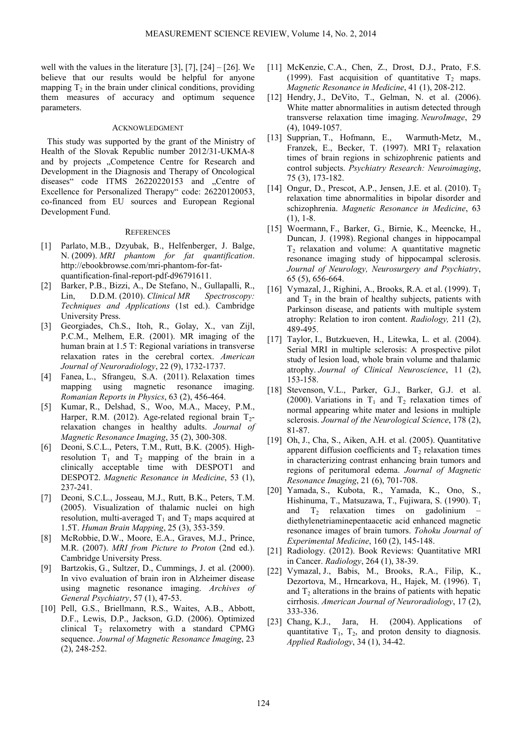well with the values in the literature [3], [7], [24] – [26]. We believe that our results would be helpful for anyone mapping $T_2$ in the brain under clinical conditions, providing them measures of accuracy and optimum sequence parameters.

## ACKNOWLEDGMENT

This study was supported by the grant of the Ministry of Health of the Slovak Republic number 2012/31-UKMA-8 and by projects „Competence Centre for Research and Development in the Diagnosis and Therapy of Oncological diseases" code ITMS 26220220153 and „Centre of Excellence for Personalized Therapy" code: 26220120053, co-financed from EU sources and European Regional Development Fund.

## REFERENCES

[1] Parlato, M.B., Dzyubak, B., Helfenberger, J. Balge, N. (2009). *MRI phantom for fat quantification*. http://ebookbrowse.com/mri-phantom-for-fat-quantification-final-report-pdf-d96791611.

[2] Barker, P.B., Bizzi, A., De Stefano, N., Gullapalli, R., Lin, D.D.M. (2010). *Clinical MR Spectroscopy: Techniques and Applications* (1st ed.). Cambridge University Press.

[3] Georgiades, Ch.S., Itoh, R., Golay, X., van Zijl, P.C.M., Melhem, E.R. (2001). MR imaging of the human brain at 1.5 T: Regional variations in transverse relaxation rates in the cerebral cortex. *American Journal of Neuroradiology*, 22 (9), 1732-1737.

[4] Fanea, L., Sfrangeu, S.A. (2011). Relaxation times mapping using magnetic resonance imaging. *Romanian Reports in Physics*, 63 (2), 456-464.

[5] Kumar, R., Delshad, S., Woo, M.A., Macey, P.M., Harper, R.M. (2012). Age-related regional brain $T_2$-relaxation changes in healthy adults. *Journal of Magnetic Resonance Imaging*, 35 (2), 300-308.

[6] Deoni, S.C.L., Peters, T.M., Rutt, B.K. (2005). High-resolution $T_1$ and $T_2$ mapping of the brain in a clinically acceptable time with DESPOT1 and DESPOT2. *Magnetic Resonance in Medicine*, 53 (1), 237-241.

[7] Deoni, S.C.L., Josseau, M.J., Rutt, B.K., Peters, T.M. (2005). Visualization of thalamic nuclei on high resolution, multi-averaged $T_1$ and $T_2$ maps acquired at 1.5T. *Human Brain Mapping*, 25 (3), 353-359.

[8] McRobbie, D.W., Moore, E.A., Graves, M.J., Prince, M.R. (2007). *MRI from Picture to Proton* (2nd ed.). Cambridge University Press.

[9] Bartzokis, G., Sultzer, D., Cummings, J. et al. (2000). In vivo evaluation of brain iron in Alzheimer disease using magnetic resonance imaging. *Archives of General Psychiatry*, 57 (1), 47-53.

[10] Pell, G.S., Briellmann, R.S., Waites, A.B., Abbott, D.F., Lewis, D.P., Jackson, G.D. (2006). Optimized clinical $T_2$ relaxometry with a standard CPMG sequence. *Journal of Magnetic Resonance Imaging*, 23 (2), 248-252.

[11] McKenzie, C.A., Chen, Z., Drost, D.J., Prato, F.S. (1999). Fast acquisition of quantitative $T_2$ maps. *Magnetic Resonance in Medicine*, 41 (1), 208-212.

[12] Hendry, J., DeVito, T., Gelman, N. et al. (2006). White matter abnormalities in autism detected through transverse relaxation time imaging. *NeuroImage*, 29 (4), 1049-1057.

[13] Supprian, T., Hofmann, E., Warmuth-Metz, M., Franzek, E., Becker, T. (1997). MRI $T_2$ relaxation times of brain regions in schizophrenic patients and control subjects. *Psychiatry Research: Neuroimaging*, 75 (3), 173-182.

[14] Ongur, D., Prescot, A.P., Jensen, J.E. et al. (2010). $T_2$ relaxation time abnormalities in bipolar disorder and schizophrenia. *Magnetic Resonance in Medicine*, 63 (1), 1-8.

[15] Woermann, F., Barker, G., Birnie, K., Meencke, H., Duncan, J. (1998). Regional changes in hippocampal $T_2$ relaxation and volume: A quantitative magnetic resonance imaging study of hippocampal sclerosis. *Journal of Neurology, Neurosurgery and Psychiatry*, 65 (5), 656-664.

[16] Vymazal, J., Righini, A., Brooks, R.A. et al. (1999). $T_1$ and $T_2$ in the brain of healthy subjects, patients with Parkinson disease, and patients with multiple system atrophy: Relation to iron content. *Radiology,* 211 (2), 489-495.

[17] Taylor, I., Butzkueven, H., Litewka, L. et al. (2004). Serial MRI in multiple sclerosis: A prospective pilot study of lesion load, whole brain volume and thalamic atrophy. *Journal of Clinical Neuroscience*, 11 (2), 153-158.

[18] Stevenson, V.L., Parker, G.J., Barker, G.J. et al. (2000). Variations in $T_1$ and $T_2$ relaxation times of normal appearing white mater and lesions in multiple sclerosis. *Journal of the Neurological Science*, 178 (2), 81-87.

[19] Oh, J., Cha, S., Aiken, A.H. et al. (2005). Quantitative apparent diffusion coefficients and $T_2$ relaxation times in characterizing contrast enhancing brain tumors and regions of peritumoral edema. *Journal of Magnetic Resonance Imaging*, 21 (6), 701-708.

[20] Yamada, S., Kubota, R., Yamada, K., Ono, S., Hishinuma, T., Matsuzawa, T., Fujiwara, S. (1990). $T_1$ and $T_2$ relaxation times on gadolinium – diethylenetriaminepentaacetic acid enhanced magnetic resonance images of brain tumors. *Tohoku Journal of Experimental Medicine*, 160 (2), 145-148.

[21] Radiology. (2012). Book Reviews: Quantitative MRI in Cancer. *Radiology*, 264 (1), 38-39.

[22] Vymazal, J., Babis, M., Brooks, R.A., Filip, K., Dezortova, M., Hrncarkova, H., Hajek, M. (1996). $T_1$ and $T_2$ alterations in the brains of patients with hepatic cirrhosis. *American Journal of Neuroradiology*, 17 (2), 333-336.

[23] Chang, K.J., Jara, H. (2004). Applications of quantitative $T_1$, $T_2$, and proton density to diagnosis. *Applied Radiology*, 34 (1), 34-42.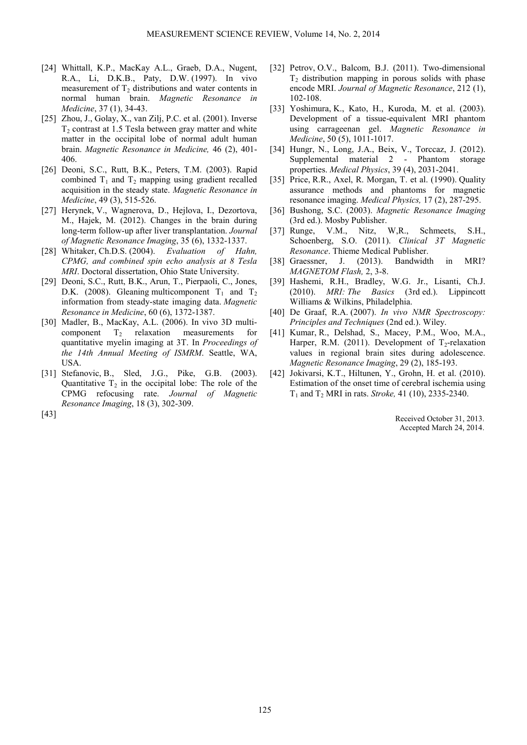[24] Whittall, K.P., MacKay A.L., Graeb, D.A., Nugent, R.A., Li, D.K.B., Paty, D.W. (1997). In vivo measurement of $T_2$ distributions and water contents in normal human brain. *Magnetic Resonance in Medicine*, 37 (1), 34-43.

[25] Zhou, J., Golay, X., van Zilj, P.C. et al. (2001). Inverse $T_2$ contrast at 1.5 Tesla between gray matter and white matter in the occipital lobe of normal adult human brain. *Magnetic Resonance in Medicine,* 46 (2), 401-406.

[26] Deoni, S.C., Rutt, B.K., Peters, T.M. (2003). Rapid combined $T_1$ and $T_2$ mapping using gradient recalled acquisition in the steady state. *Magnetic Resonance in Medicine*, 49 (3), 515-526.

[27] Herynek, V., Wagnerova, D., Hejlova, I., Dezortova, M., Hajek, M. (2012). Changes in the brain during long-term follow-up after liver transplantation. *Journal of Magnetic Resonance Imaging*, 35 (6), 1332-1337.

[28] Whitaker, Ch.D.S. (2004). *Evaluation of Hahn, CPMG, and combined spin echo analysis at 8 Tesla MRI*. Doctoral dissertation, Ohio State University.

[29] Deoni, S.C., Rutt, B.K., Arun, T., Pierpaoli, C., Jones, D.K. (2008). Gleaning multicomponent $T_1$ and $T_2$ information from steady-state imaging data. *Magnetic Resonance in Medicine*, 60 (6), 1372-1387.

[30] Madler, B., MacKay, A.L. (2006). In vivo 3D multi-component $T_2$ relaxation measurements for quantitative myelin imaging at 3T. In *Proceedings of the 14th Annual Meeting of ISMRM*. Seattle, WA, USA.

[31] Stefanovic, B., Sled, J.G., Pike, G.B. (2003). Quantitative $T_2$ in the occipital lobe: The role of the CPMG refocusing rate. *Journal of Magnetic Resonance Imaging*, 18 (3), 302-309.

[32] Petrov, O.V., Balcom, B.J. (2011). Two-dimensional $T_2$ distribution mapping in porous solids with phase encode MRI. *Journal of Magnetic Resonance*, 212 (1), 102-108.

[33] Yoshimura, K., Kato, H., Kuroda, M. et al. (2003). Development of a tissue-equivalent MRI phantom using carrageenan gel. *Magnetic Resonance in Medicine*, 50 (5), 1011-1017.

[34] Hungr, N., Long, J.A., Beix, V., Torccaz, J. (2012). Supplemental material 2 - Phantom storage properties. *Medical Physics*, 39 (4), 2031-2041.

[35] Price, R.R., Axel, R. Morgan, T. et al. (1990). Quality assurance methods and phantoms for magnetic resonance imaging. *Medical Physics,* 17 (2), 287-295.

[36] Bushong, S.C. (2003). *Magnetic Resonance Imaging* (3rd ed.). Mosby Publisher.

[37] Runge, V.M., Nitz, W,R., Schmeets, S.H., Schoenberg, S.O. (2011). *Clinical 3T Magnetic Resonance*. Thieme Medical Publisher.

[38] Graessner, J. (2013). Bandwidth in MRI? *MAGNETOM Flash,* 2, 3-8.

[39] Hashemi, R.H., Bradley, W.G. Jr., Lisanti, Ch.J. (2010). *MRI: The Basics* (3rd ed.). Lippincott Williams & Wilkins, Philadelphia.

[40] De Graaf, R.A. (2007). *In vivo NMR Spectroscopy: Principles and Techniques* (2nd ed.). Wiley.

[41] Kumar, R., Delshad, S., Macey, P.M., Woo, M.A., Harper, R.M. (2011). Development of $T_2$-relaxation values in regional brain sites during adolescence. *Magnetic Resonance Imaging*, 29 (2), 185-193.

[42] Jokivarsi, K.T., Hiltunen, Y., Grohn, H. et al. (2010). Estimation of the onset time of cerebral ischemia using $T_1$ and $T_2$ MRI in rats. *Stroke,* 41 (10), 2335-2340.

[43]

Received October 31, 2013.
Accepted March 24, 2014.